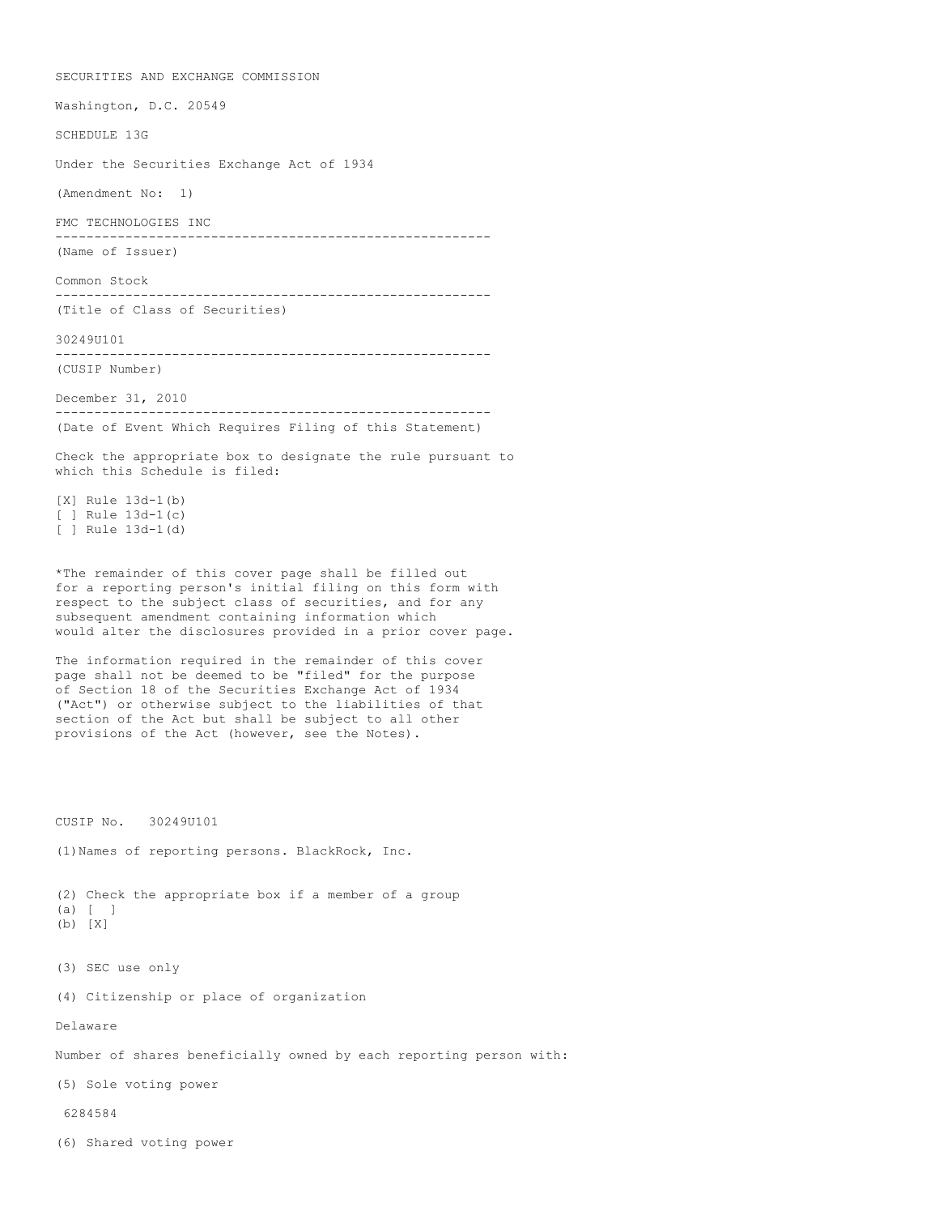SECURITIES AND EXCHANGE COMMISSION

Washington, D.C. 20549

SCHEDULE 13G

Under the Securities Exchange Act of 1934

(Amendment No: 1)

FMC TECHNOLOGIES INC

---

(Name of Issuer)

Common Stock

---

(Title of Class of Securities)

30249U101

---

(CUSIP Number)

December 31, 2010

---

(Date of Event Which Requires Filing of this Statement)

Check the appropriate box to designate the rule pursuant to which this Schedule is filed:

[X] Rule 13d-1(b)
[ ] Rule 13d-1(c)
[ ] Rule 13d-1(d)

*The remainder of this cover page shall be filled out for a reporting person's initial filing on this form with respect to the subject class of securities, and for any subsequent amendment containing information which would alter the disclosures provided in a prior cover page.

The information required in the remainder of this cover page shall not be deemed to be "filed" for the purpose of Section 18 of the Securities Exchange Act of 1934 ("Act") or otherwise subject to the liabilities of that section of the Act but shall be subject to all other provisions of the Act (however, see the Notes).

CUSIP No. 30249U101

(1)Names of reporting persons. BlackRock, Inc.

(2) Check the appropriate box if a member of a group
(a) [ ]
(b) [X]

(3) SEC use only

(4) Citizenship or place of organization

Delaware

Number of shares beneficially owned by each reporting person with:

(5) Sole voting power

6284584

(6) Shared voting power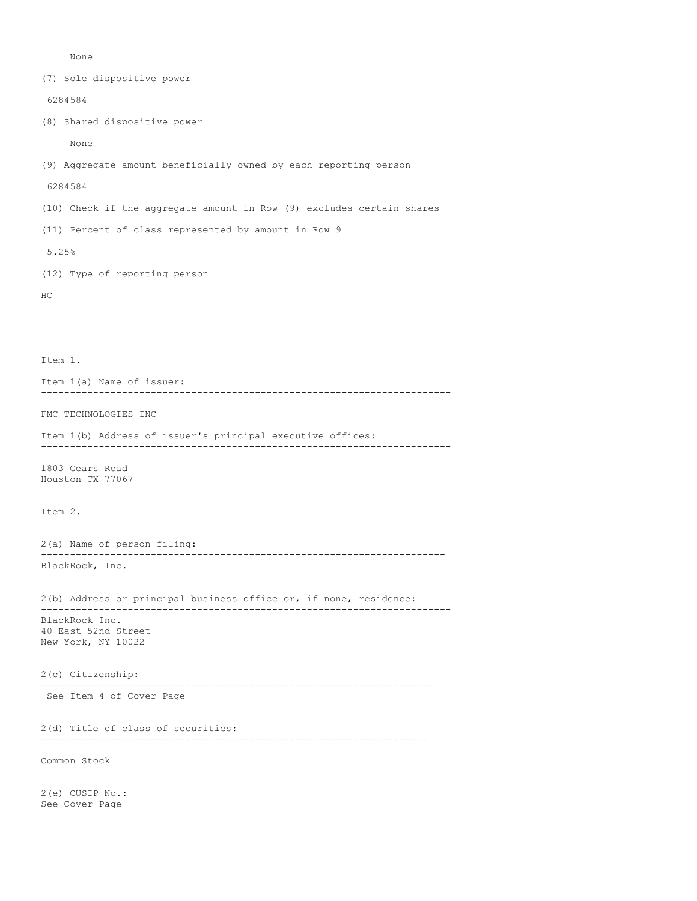None

(7) Sole dispositive power

6284584

(8) Shared dispositive power

None

(9) Aggregate amount beneficially owned by each reporting person

6284584

(10) Check if the aggregate amount in Row (9) excludes certain shares

(11) Percent of class represented by amount in Row 9

5.25%

(12) Type of reporting person

HC

Item 1.

Item 1(a) Name of issuer:

---

FMC TECHNOLOGIES INC

Item 1(b) Address of issuer's principal executive offices:

---

1803 Gears Road
Houston TX 77067

Item 2.

2(a) Name of person filing:

---

BlackRock, Inc.

2(b) Address or principal business office or, if none, residence:

---

BlackRock Inc.
40 East 52nd Street
New York, NY 10022

2(c) Citizenship:

---

See Item 4 of Cover Page

2(d) Title of class of securities:

---

Common Stock

2(e) CUSIP No.:
See Cover Page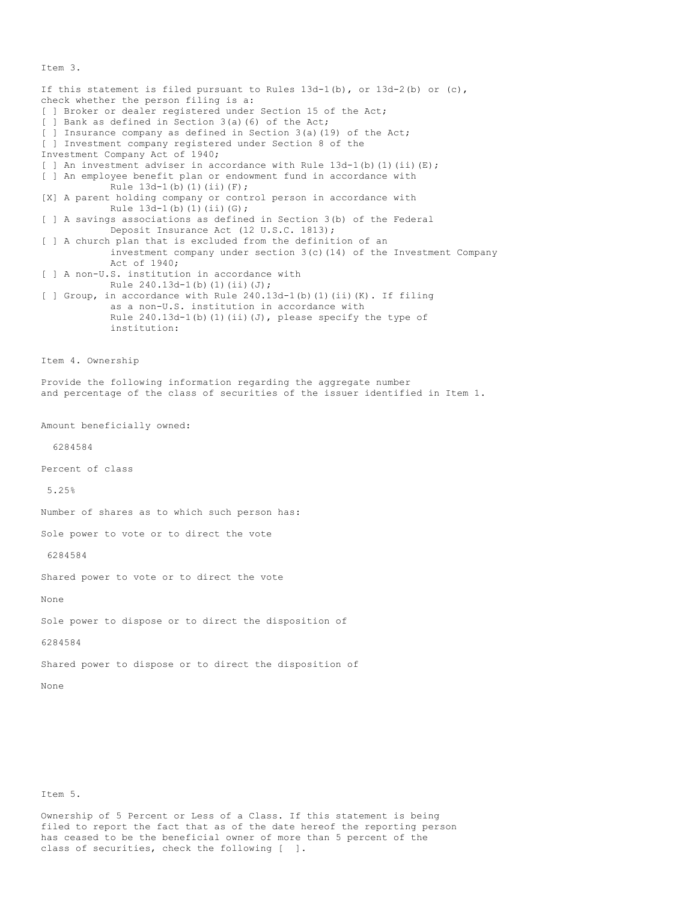Item 3.

If this statement is filed pursuant to Rules 13d-1(b), or 13d-2(b) or (c), check whether the person filing is a:

[ ] Broker or dealer registered under Section 15 of the Act;
[ ] Bank as defined in Section 3(a)(6) of the Act;
[ ] Insurance company as defined in Section 3(a)(19) of the Act;
[ ] Investment company registered under Section 8 of the Investment Company Act of 1940;
[ ] An investment adviser in accordance with Rule 13d-1(b)(1)(ii)(E);
[ ] An employee benefit plan or endowment fund in accordance with Rule 13d-1(b)(1)(ii)(F);
[X] A parent holding company or control person in accordance with Rule 13d-1(b)(1)(ii)(G);
[ ] A savings associations as defined in Section 3(b) of the Federal Deposit Insurance Act (12 U.S.C. 1813);
[ ] A church plan that is excluded from the definition of an investment company under section 3(c)(14) of the Investment Company Act of 1940;
[ ] A non-U.S. institution in accordance with Rule 240.13d-1(b)(1)(ii)(J);
[ ] Group, in accordance with Rule 240.13d-1(b)(1)(ii)(K). If filing as a non-U.S. institution in accordance with Rule 240.13d-1(b)(1)(ii)(J), please specify the type of institution:

Item 4. Ownership

Provide the following information regarding the aggregate number and percentage of the class of securities of the issuer identified in Item 1.

Amount beneficially owned:

6284584

Percent of class

5.25%

Number of shares as to which such person has:

Sole power to vote or to direct the vote

6284584

Shared power to vote or to direct the vote

None

Sole power to dispose or to direct the disposition of

6284584

Shared power to dispose or to direct the disposition of

None

Item 5.

Ownership of 5 Percent or Less of a Class. If this statement is being filed to report the fact that as of the date hereof the reporting person has ceased to be the beneficial owner of more than 5 percent of the class of securities, check the following [ ].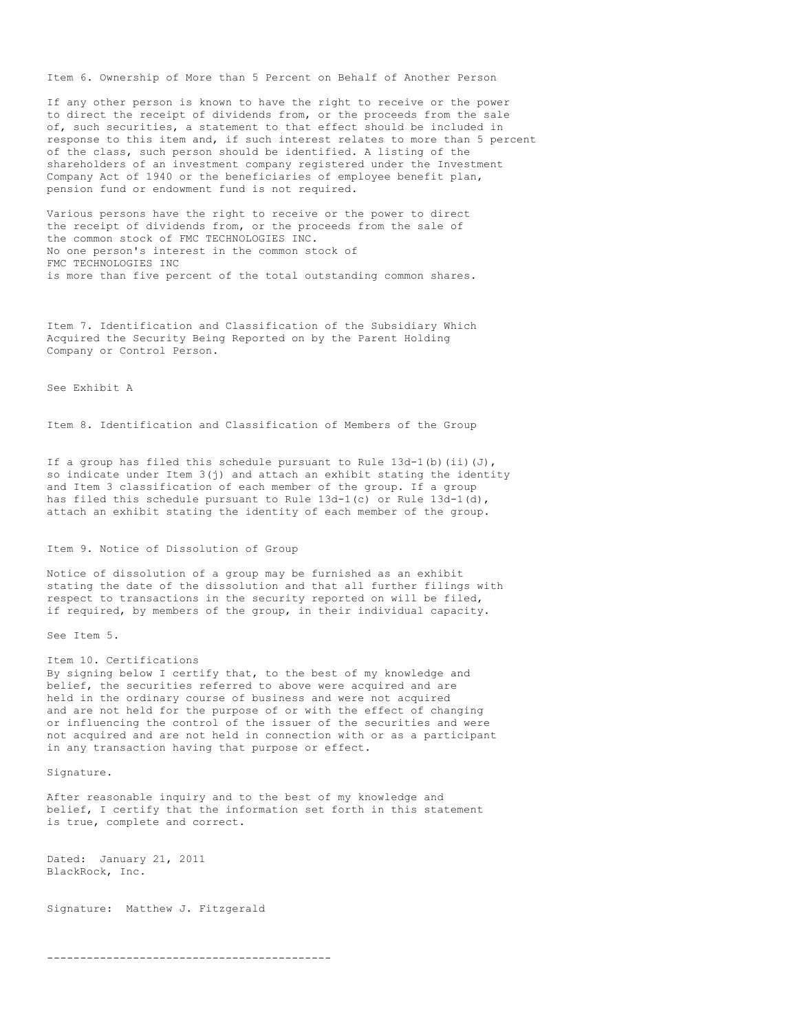Item 6. Ownership of More than 5 Percent on Behalf of Another Person

If any other person is known to have the right to receive or the power to direct the receipt of dividends from, or the proceeds from the sale of, such securities, a statement to that effect should be included in response to this item and, if such interest relates to more than 5 percent of the class, such person should be identified. A listing of the shareholders of an investment company registered under the Investment Company Act of 1940 or the beneficiaries of employee benefit plan, pension fund or endowment fund is not required.

Various persons have the right to receive or the power to direct the receipt of dividends from, or the proceeds from the sale of the common stock of FMC TECHNOLOGIES INC.
No one person's interest in the common stock of
FMC TECHNOLOGIES INC
is more than five percent of the total outstanding common shares.

Item 7. Identification and Classification of the Subsidiary Which Acquired the Security Being Reported on by the Parent Holding Company or Control Person.

See Exhibit A

Item 8. Identification and Classification of Members of the Group

If a group has filed this schedule pursuant to Rule 13d-1(b)(ii)(J), so indicate under Item 3(j) and attach an exhibit stating the identity and Item 3 classification of each member of the group. If a group has filed this schedule pursuant to Rule 13d-1(c) or Rule 13d-1(d), attach an exhibit stating the identity of each member of the group.

Item 9. Notice of Dissolution of Group

Notice of dissolution of a group may be furnished as an exhibit stating the date of the dissolution and that all further filings with respect to transactions in the security reported on will be filed, if required, by members of the group, in their individual capacity.

See Item 5.

Item 10. Certifications
By signing below I certify that, to the best of my knowledge and belief, the securities referred to above were acquired and are held in the ordinary course of business and were not acquired and are not held for the purpose of or with the effect of changing or influencing the control of the issuer of the securities and were not acquired and are not held in connection with or as a participant in any transaction having that purpose or effect.

Signature.

After reasonable inquiry and to the best of my knowledge and belief, I certify that the information set forth in this statement is true, complete and correct.

Dated: January 21, 2011
BlackRock, Inc.

Signature: Matthew J. Fitzgerald

------------------------------------------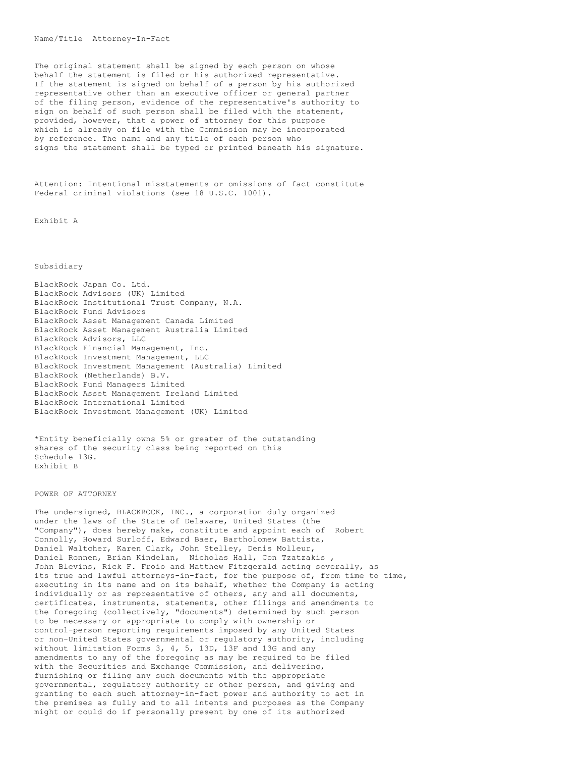Name/Title Attorney-In-Fact

The original statement shall be signed by each person on whose behalf the statement is filed or his authorized representative. If the statement is signed on behalf of a person by his authorized representative other than an executive officer or general partner of the filing person, evidence of the representative's authority to sign on behalf of such person shall be filed with the statement, provided, however, that a power of attorney for this purpose which is already on file with the Commission may be incorporated by reference. The name and any title of each person who signs the statement shall be typed or printed beneath his signature.

Attention: Intentional misstatements or omissions of fact constitute Federal criminal violations (see 18 U.S.C. 1001).

Exhibit A

Subsidiary

BlackRock Japan Co. Ltd.
BlackRock Advisors (UK) Limited
BlackRock Institutional Trust Company, N.A.
BlackRock Fund Advisors
BlackRock Asset Management Canada Limited
BlackRock Asset Management Australia Limited
BlackRock Advisors, LLC
BlackRock Financial Management, Inc.
BlackRock Investment Management, LLC
BlackRock Investment Management (Australia) Limited
BlackRock (Netherlands) B.V.
BlackRock Fund Managers Limited
BlackRock Asset Management Ireland Limited
BlackRock International Limited
BlackRock Investment Management (UK) Limited

*Entity beneficially owns 5% or greater of the outstanding shares of the security class being reported on this Schedule 13G.

Exhibit B

POWER OF ATTORNEY

The undersigned, BLACKROCK, INC., a corporation duly organized under the laws of the State of Delaware, United States (the "Company"), does hereby make, constitute and appoint each of Robert Connolly, Howard Surloff, Edward Baer, Bartholomew Battista, Daniel Waltcher, Karen Clark, John Stelley, Denis Molleur, Daniel Ronnen, Brian Kindelan, Nicholas Hall, Con Tzatzakis , John Blevins, Rick F. Froio and Matthew Fitzgerald acting severally, as its true and lawful attorneys-in-fact, for the purpose of, from time to time, executing in its name and on its behalf, whether the Company is acting individually or as representative of others, any and all documents, certificates, instruments, statements, other filings and amendments to the foregoing (collectively, "documents") determined by such person to be necessary or appropriate to comply with ownership or control-person reporting requirements imposed by any United States or non-United States governmental or regulatory authority, including without limitation Forms 3, 4, 5, 13D, 13F and 13G and any amendments to any of the foregoing as may be required to be filed with the Securities and Exchange Commission, and delivering, furnishing or filing any such documents with the appropriate governmental, regulatory authority or other person, and giving and granting to each such attorney-in-fact power and authority to act in the premises as fully and to all intents and purposes as the Company might or could do if personally present by one of its authorized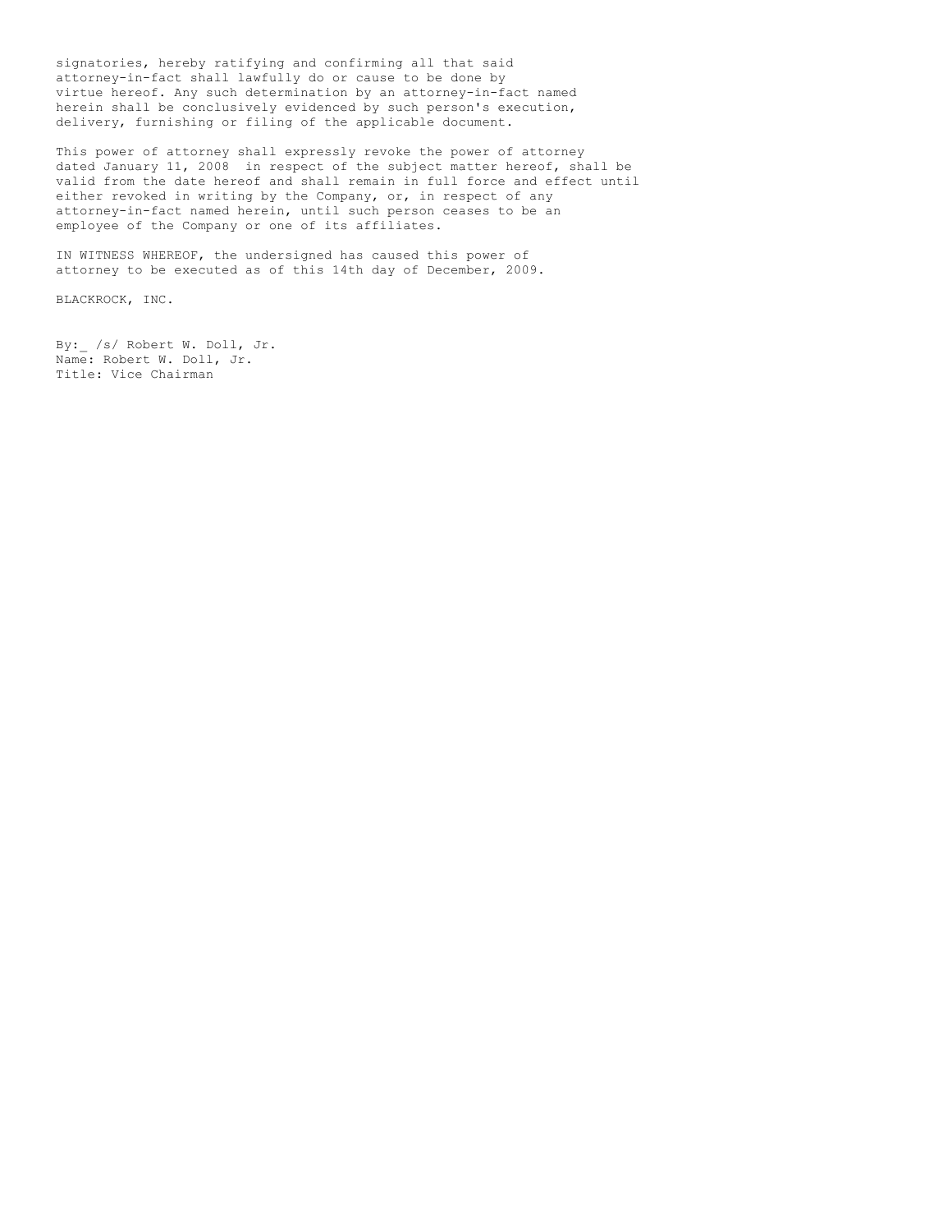signatories, hereby ratifying and confirming all that said attorney-in-fact shall lawfully do or cause to be done by virtue hereof. Any such determination by an attorney-in-fact named herein shall be conclusively evidenced by such person's execution, delivery, furnishing or filing of the applicable document.

This power of attorney shall expressly revoke the power of attorney dated January 11, 2008 in respect of the subject matter hereof, shall be valid from the date hereof and shall remain in full force and effect until either revoked in writing by the Company, or, in respect of any attorney-in-fact named herein, until such person ceases to be an employee of the Company or one of its affiliates.

IN WITNESS WHEREOF, the undersigned has caused this power of attorney to be executed as of this 14th day of December, 2009.

BLACKROCK, INC.

By:_ /s/ Robert W. Doll, Jr.
Name: Robert W. Doll, Jr.
Title: Vice Chairman